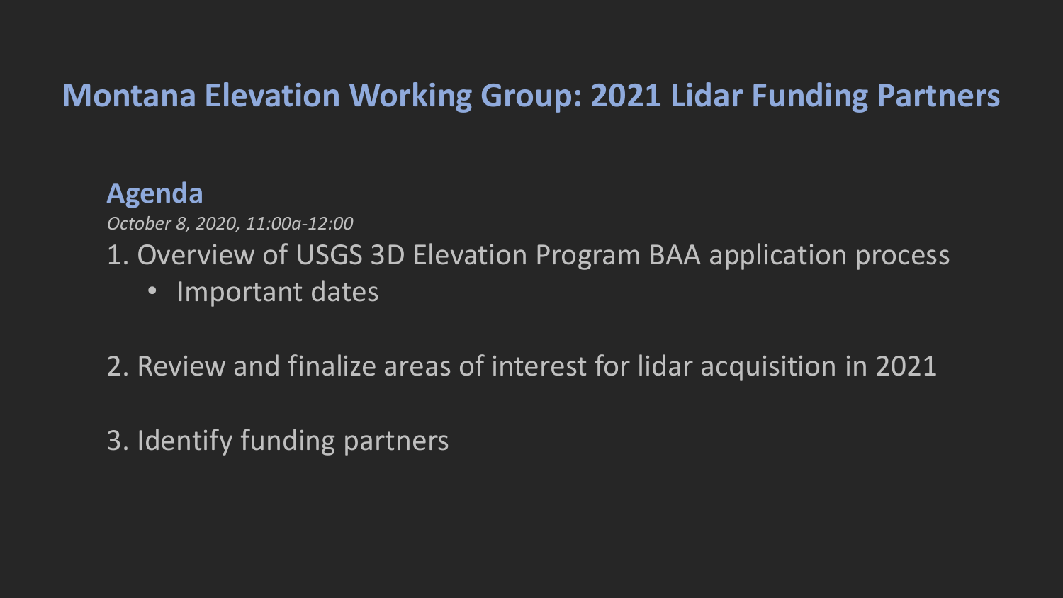# Montana Elevation Working Group: 2021 Lidar Funding Partners

## Agenda

*October 8, 2020, 11:00a-12:00*

1. Overview of USGS 3D Elevation Program BAA application process
    - Important dates

2. Review and finalize areas of interest for lidar acquisition in 2021

3. Identify funding partners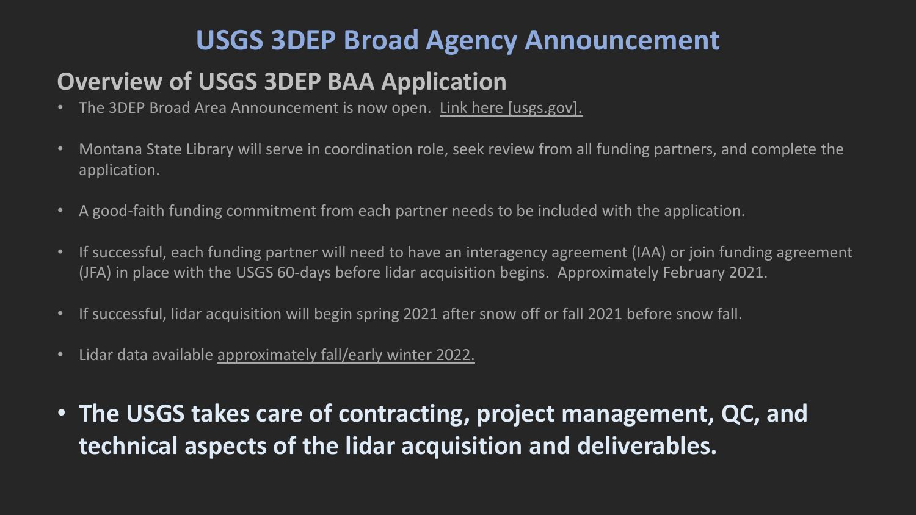# USGS 3DEP Broad Agency Announcement

## Overview of USGS 3DEP BAA Application

- The 3DEP Broad Area Announcement is now open. Link here [usgs.gov].
- Montana State Library will serve in coordination role, seek review from all funding partners, and complete the application.
- A good-faith funding commitment from each partner needs to be included with the application.
- If successful, each funding partner will need to have an interagency agreement (IAA) or join funding agreement (JFA) in place with the USGS 60-days before lidar acquisition begins. Approximately February 2021.
- If successful, lidar acquisition will begin spring 2021 after snow off or fall 2021 before snow fall.
- Lidar data available approximately fall/early winter 2022.
- **The USGS takes care of contracting, project management, QC, and technical aspects of the lidar acquisition and deliverables.**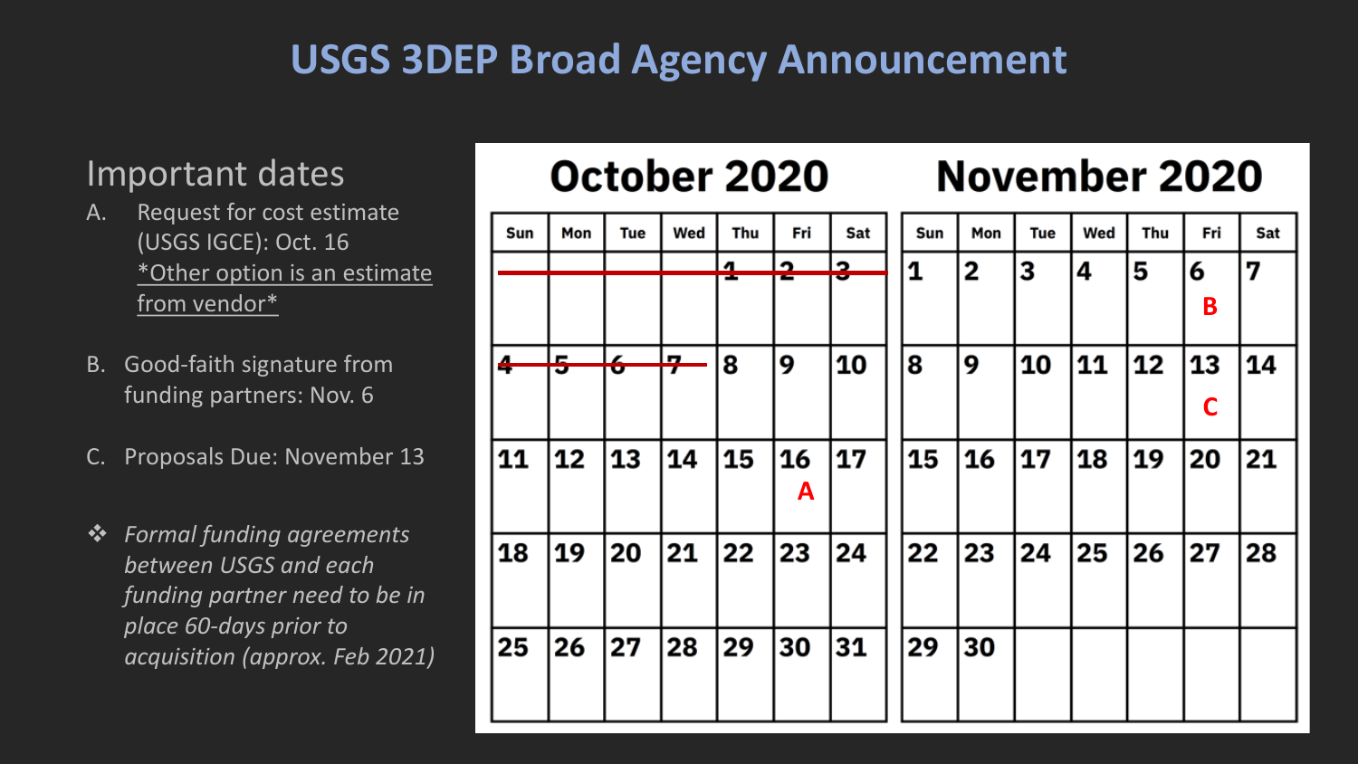# USGS 3DEP Broad Agency Announcement

## Important dates

A. Request for cost estimate (USGS IGCE): Oct. 16
   *Other option is an estimate from vendor*

B. Good-faith signature from funding partners: Nov. 6

C. Proposals Due: November 13

❖ *Formal funding agreements between USGS and each funding partner need to be in place 60-days prior to acquisition (approx. Feb 2021)*

### October 2020

| Sun | Mon | Tue | Wed | Thu | Fri | Sat |
|---|---|---|---|---|---|---|
| | | | | ~~1~~ | ~~2~~ | ~~3~~ |
| ~~4~~ | ~~5~~ | ~~6~~ | ~~7~~ | 8 | 9 | 10 |
| 11 | 12 | 13 | 14 | 15 | 16 A | 17 |
| 18 | 19 | 20 | 21 | 22 | 23 | 24 |
| 25 | 26 | 27 | 28 | 29 | 30 | 31 |

### November 2020

| Sun | Mon | Tue | Wed | Thu | Fri | Sat |
|---|---|---|---|---|---|---|
| 1 | 2 | 3 | 4 | 5 | 6 B | 7 |
| 8 | 9 | 10 | 11 | 12 | 13 C | 14 |
| 15 | 16 | 17 | 18 | 19 | 20 | 21 |
| 22 | 23 | 24 | 25 | 26 | 27 | 28 |
| 29 | 30 | | | | | |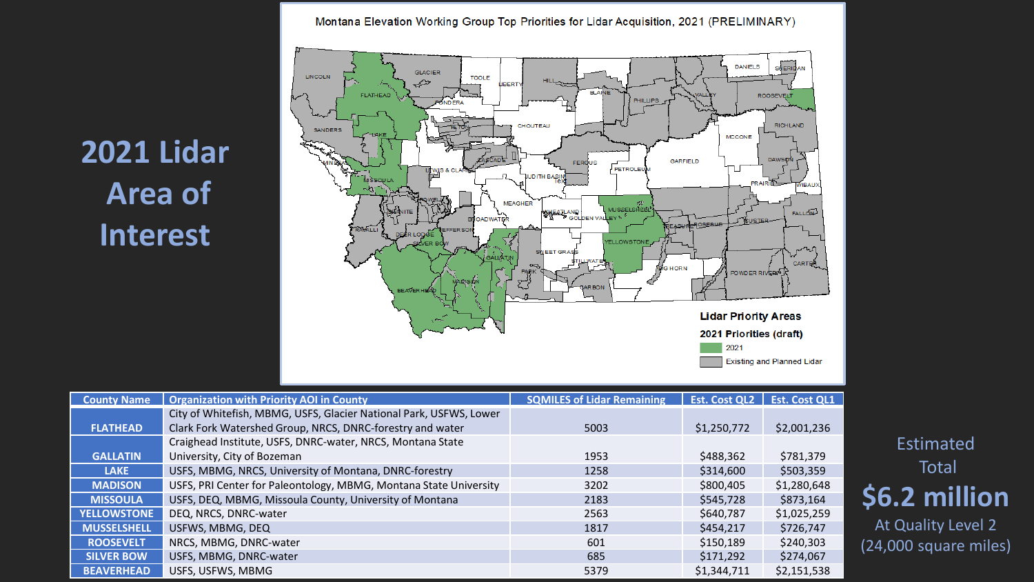# 2021 Lidar Area of Interest

Montana Elevation Working Group Top Priorities for Lidar Acquisition, 2021 (PRELIMINARY)

Lidar Priority Areas

2021 Priorities (draft)

- 2021
- Existing and Planned Lidar

| County Name | Organization with Priority AOI in County | SQMILES of Lidar Remaining | Est. Cost QL2 | Est. Cost QL1 |
|---|---|---|---|---|
| FLATHEAD | City of Whitefish, MBMG, USFS, Glacier National Park, USFWS, Lower Clark Fork Watershed Group, NRCS, DNRC-forestry and water | 5003 | $1,250,772 | $2,001,236 |
| GALLATIN | Craighead Institute, USFS, DNRC-water, NRCS, Montana State University, City of Bozeman | 1953 | $488,362 | $781,379 |
| LAKE | USFS, MBMG, NRCS, University of Montana, DNRC-forestry | 1258 | $314,600 | $503,359 |
| MADISON | USFS, PRI Center for Paleontology, MBMG, Montana State University | 3202 | $800,405 | $1,280,648 |
| MISSOULA | USFS, DEQ, MBMG, Missoula County, University of Montana | 2183 | $545,728 | $873,164 |
| YELLOWSTONE | DEQ, NRCS, DNRC-water | 2563 | $640,787 | $1,025,259 |
| MUSSELSHELL | USFWS, MBMG, DEQ | 1817 | $454,217 | $726,747 |
| ROOSEVELT | NRCS, MBMG, DNRC-water | 601 | $150,189 | $240,303 |
| SILVER BOW | USFS, MBMG, DNRC-water | 685 | $171,292 | $274,067 |
| BEAVERHEAD | USFS, USFWS, MBMG | 5379 | $1,344,711 | $2,151,538 |

Estimated Total

**$6.2 million**

At Quality Level 2 (24,000 square miles)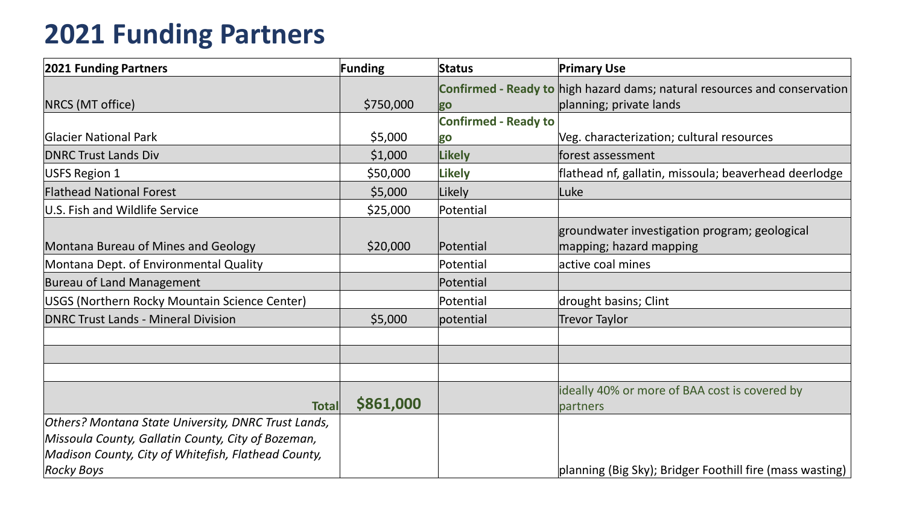# 2021 Funding Partners

| 2021 Funding Partners | Funding | Status | Primary Use |
|---|---|---|---|
| NRCS (MT office) | $750,000 | **Confirmed - Ready to go** | high hazard dams; natural resources and conservation planning; private lands |
| Glacier National Park | $5,000 | **Confirmed - Ready to go** | Veg. characterization; cultural resources |
| DNRC Trust Lands Div | $1,000 | **Likely** | forest assessment |
| USFS Region 1 | $50,000 | **Likely** | flathead nf, gallatin, missoula; beaverhead deerlodge |
| Flathead National Forest | $5,000 | Likely | Luke |
| U.S. Fish and Wildlife Service | $25,000 | Potential | |
| Montana Bureau of Mines and Geology | $20,000 | Potential | groundwater investigation program; geological mapping; hazard mapping |
| Montana Dept. of Environmental Quality | | Potential | active coal mines |
| Bureau of Land Management | | Potential | |
| USGS (Northern Rocky Mountain Science Center) | | Potential | drought basins; Clint |
| DNRC Trust Lands - Mineral Division | $5,000 | potential | Trevor Taylor |
| | | | |
| | | | |
| | | | |
| **Total** | **$861,000** | | ideally 40% or more of BAA cost is covered by partners |
| *Others? Montana State University, DNRC Trust Lands, Missoula County, Gallatin County, City of Bozeman, Madison County, City of Whitefish, Flathead County, Rocky Boys* | | | planning (Big Sky); Bridger Foothill fire (mass wasting) |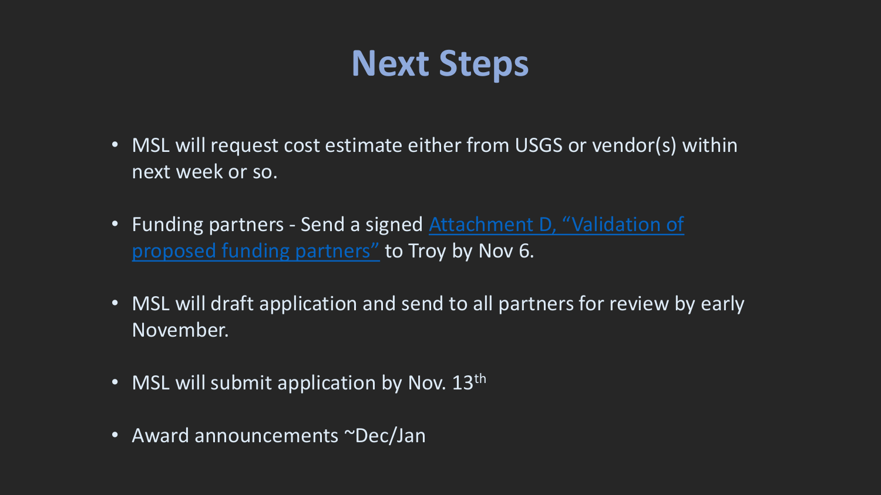# Next Steps

- MSL will request cost estimate either from USGS or vendor(s) within next week or so.
- Funding partners - Send a signed Attachment D, “Validation of proposed funding partners” to Troy by Nov 6.
- MSL will draft application and send to all partners for review by early November.
- MSL will submit application by Nov. 13th
- Award announcements ~Dec/Jan